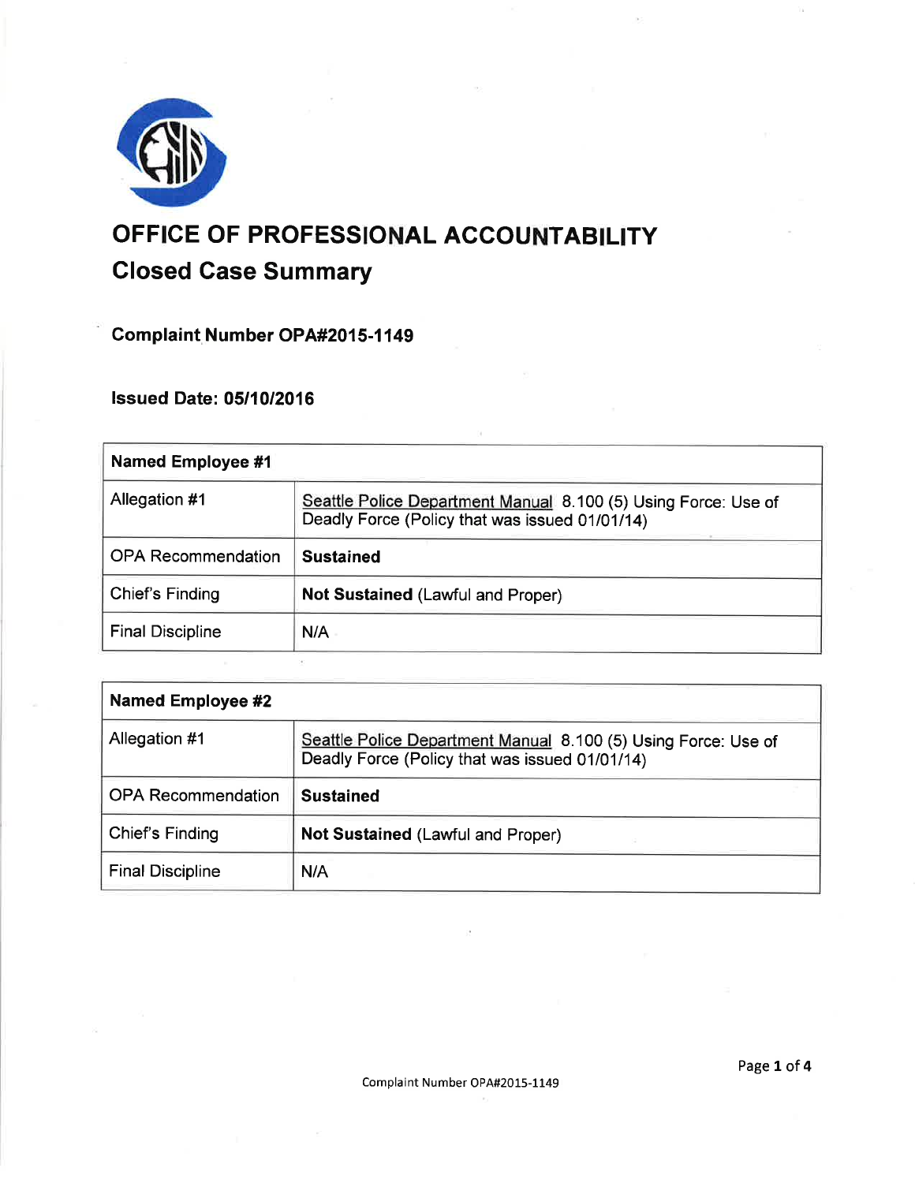# OFFICE OF PROFESSIONAL ACCOUNTABILITY

## Closed Case Summary

### Complaint Number OPA#2015-1149

### Issued Date: 05/10/2016

| Named Employee #1 | |
|---|---|
| Allegation #1 | Seattle Police Department Manual 8.100 (5) Using Force: Use of Deadly Force (Policy that was issued 01/01/14) |
| OPA Recommendation | **Sustained** |
| Chief's Finding | **Not Sustained** (Lawful and Proper) |
| Final Discipline | N/A |

| Named Employee #2 | |
|---|---|
| Allegation #1 | Seattle Police Department Manual 8.100 (5) Using Force: Use of Deadly Force (Policy that was issued 01/01/14) |
| OPA Recommendation | **Sustained** |
| Chief's Finding | **Not Sustained** (Lawful and Proper) |
| Final Discipline | N/A |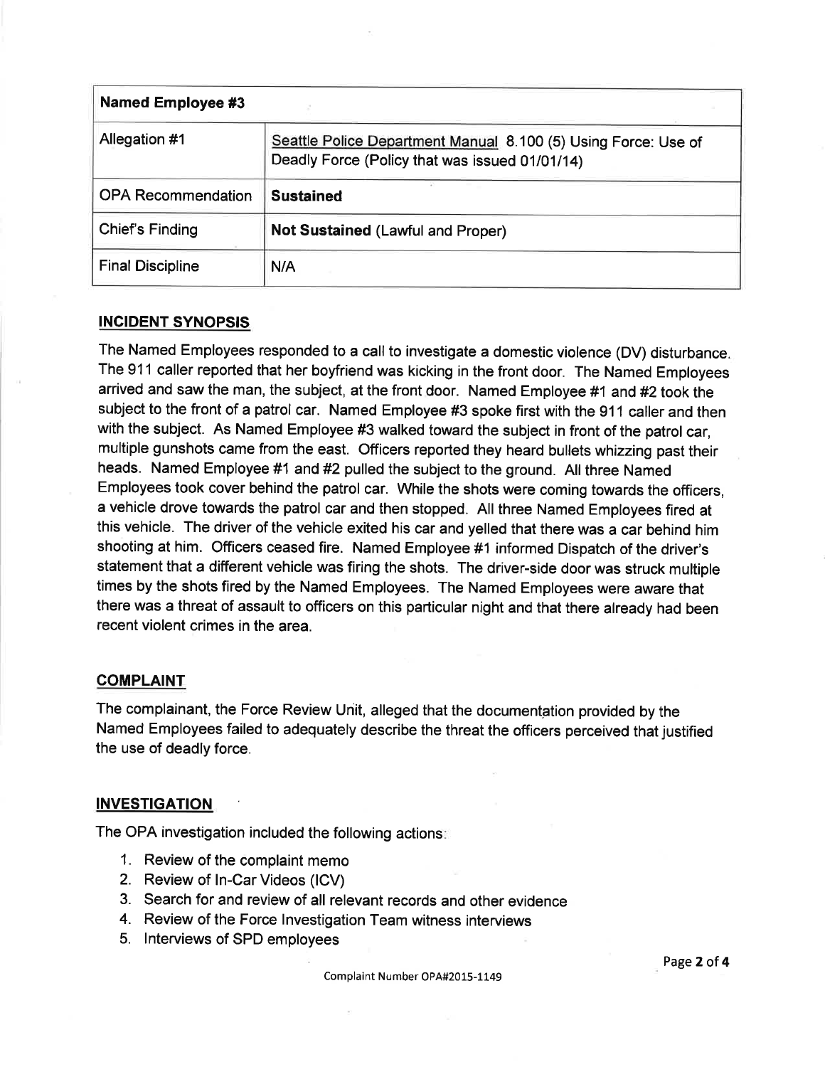| Named Employee #3 | |
|---|---|
| Allegation #1 | Seattle Police Department Manual 8.100 (5) Using Force: Use of Deadly Force (Policy that was issued 01/01/14) |
| OPA Recommendation | **Sustained** |
| Chief's Finding | **Not Sustained** (Lawful and Proper) |
| Final Discipline | N/A |

## INCIDENT SYNOPSIS

The Named Employees responded to a call to investigate a domestic violence (DV) disturbance. The 911 caller reported that her boyfriend was kicking in the front door. The Named Employees arrived and saw the man, the subject, at the front door. Named Employee #1 and #2 took the subject to the front of a patrol car. Named Employee #3 spoke first with the 911 caller and then with the subject. As Named Employee #3 walked toward the subject in front of the patrol car, multiple gunshots came from the east. Officers reported they heard bullets whizzing past their heads. Named Employee #1 and #2 pulled the subject to the ground. All three Named Employees took cover behind the patrol car. While the shots were coming towards the officers, a vehicle drove towards the patrol car and then stopped. All three Named Employees fired at this vehicle. The driver of the vehicle exited his car and yelled that there was a car behind him shooting at him. Officers ceased fire. Named Employee #1 informed Dispatch of the driver's statement that a different vehicle was firing the shots. The driver-side door was struck multiple times by the shots fired by the Named Employees. The Named Employees were aware that there was a threat of assault to officers on this particular night and that there already had been recent violent crimes in the area.

## COMPLAINT

The complainant, the Force Review Unit, alleged that the documentation provided by the Named Employees failed to adequately describe the threat the officers perceived that justified the use of deadly force.

## INVESTIGATION

The OPA investigation included the following actions:

1. Review of the complaint memo
2. Review of In-Car Videos (ICV)
3. Search for and review of all relevant records and other evidence
4. Review of the Force Investigation Team witness interviews
5. Interviews of SPD employees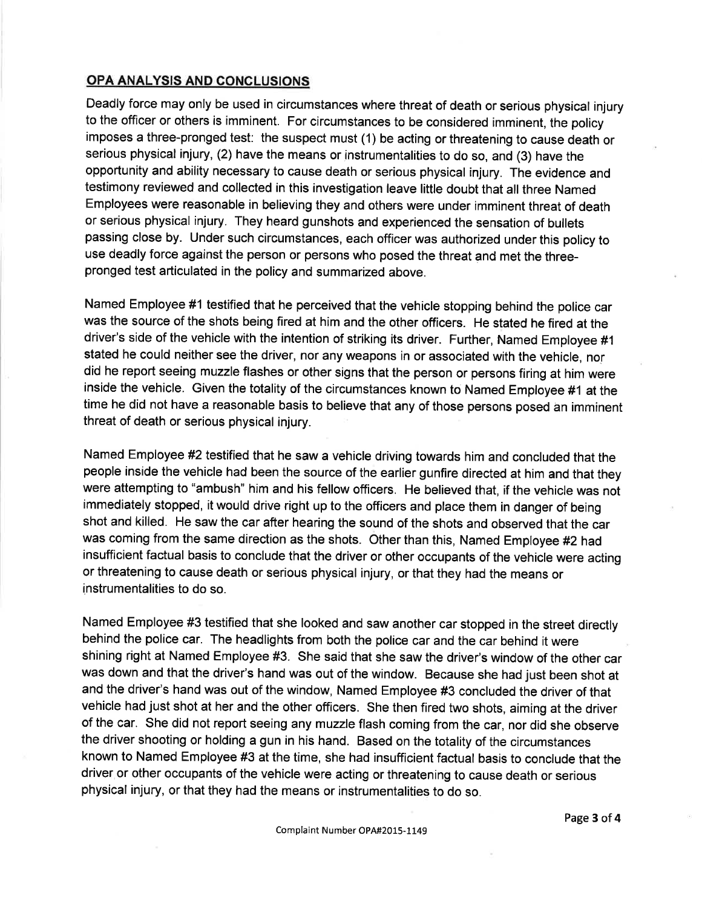## OPA ANALYSIS AND CONCLUSIONS

Deadly force may only be used in circumstances where threat of death or serious physical injury to the officer or others is imminent. For circumstances to be considered imminent, the policy imposes a three-pronged test: the suspect must (1) be acting or threatening to cause death or serious physical injury, (2) have the means or instrumentalities to do so, and (3) have the opportunity and ability necessary to cause death or serious physical injury. The evidence and testimony reviewed and collected in this investigation leave little doubt that all three Named Employees were reasonable in believing they and others were under imminent threat of death or serious physical injury. They heard gunshots and experienced the sensation of bullets passing close by. Under such circumstances, each officer was authorized under this policy to use deadly force against the person or persons who posed the threat and met the three-pronged test articulated in the policy and summarized above.

Named Employee #1 testified that he perceived that the vehicle stopping behind the police car was the source of the shots being fired at him and the other officers. He stated he fired at the driver's side of the vehicle with the intention of striking its driver. Further, Named Employee #1 stated he could neither see the driver, nor any weapons in or associated with the vehicle, nor did he report seeing muzzle flashes or other signs that the person or persons firing at him were inside the vehicle. Given the totality of the circumstances known to Named Employee #1 at the time he did not have a reasonable basis to believe that any of those persons posed an imminent threat of death or serious physical injury.

Named Employee #2 testified that he saw a vehicle driving towards him and concluded that the people inside the vehicle had been the source of the earlier gunfire directed at him and that they were attempting to "ambush" him and his fellow officers. He believed that, if the vehicle was not immediately stopped, it would drive right up to the officers and place them in danger of being shot and killed. He saw the car after hearing the sound of the shots and observed that the car was coming from the same direction as the shots. Other than this, Named Employee #2 had insufficient factual basis to conclude that the driver or other occupants of the vehicle were acting or threatening to cause death or serious physical injury, or that they had the means or instrumentalities to do so.

Named Employee #3 testified that she looked and saw another car stopped in the street directly behind the police car. The headlights from both the police car and the car behind it were shining right at Named Employee #3. She said that she saw the driver's window of the other car was down and that the driver's hand was out of the window. Because she had just been shot at and the driver's hand was out of the window, Named Employee #3 concluded the driver of that vehicle had just shot at her and the other officers. She then fired two shots, aiming at the driver of the car. She did not report seeing any muzzle flash coming from the car, nor did she observe the driver shooting or holding a gun in his hand. Based on the totality of the circumstances known to Named Employee #3 at the time, she had insufficient factual basis to conclude that the driver or other occupants of the vehicle were acting or threatening to cause death or serious physical injury, or that they had the means or instrumentalities to do so.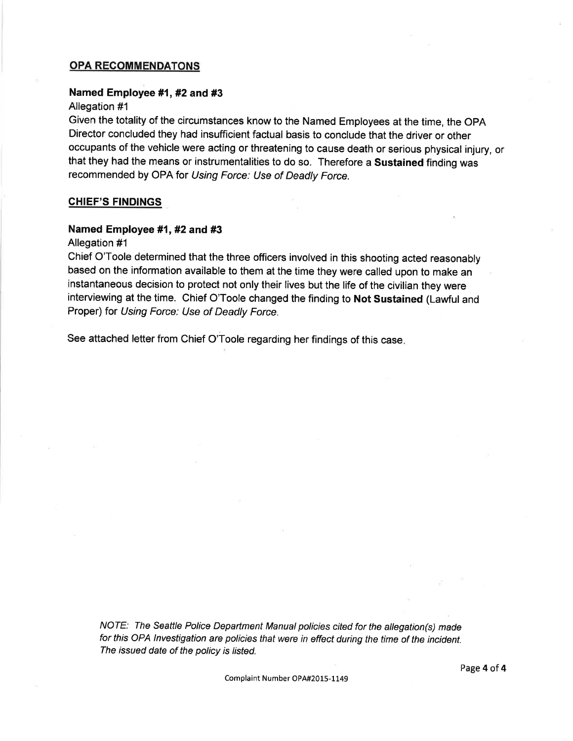## OPA RECOMMENDATONS

### Named Employee #1, #2 and #3

Allegation #1

Given the totality of the circumstances know to the Named Employees at the time, the OPA Director concluded they had insufficient factual basis to conclude that the driver or other occupants of the vehicle were acting or threatening to cause death or serious physical injury, or that they had the means or instrumentalities to do so. Therefore a **Sustained** finding was recommended by OPA for *Using Force: Use of Deadly Force.*

## CHIEF'S FINDINGS

### Named Employee #1, #2 and #3

Allegation #1

Chief O'Toole determined that the three officers involved in this shooting acted reasonably based on the information available to them at the time they were called upon to make an instantaneous decision to protect not only their lives but the life of the civilian they were interviewing at the time. Chief O'Toole changed the finding to **Not Sustained** (Lawful and Proper) for *Using Force: Use of Deadly Force.*

See attached letter from Chief O'Toole regarding her findings of this case.

*NOTE: The Seattle Police Department Manual policies cited for the allegation(s) made for this OPA Investigation are policies that were in effect during the time of the incident. The issued date of the policy is listed.*

Complaint Number OPA#2015-1149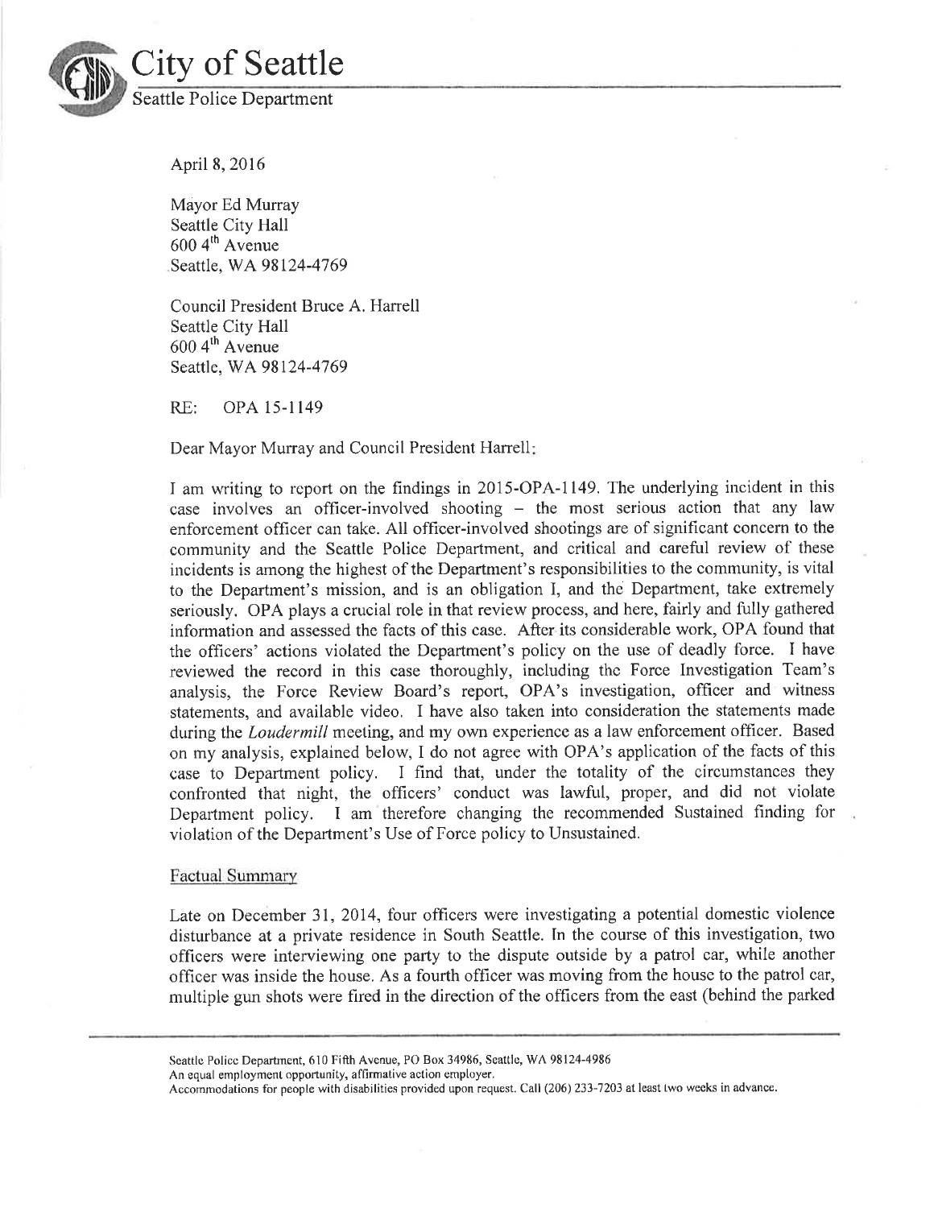# City of Seattle

Seattle Police Department

April 8, 2016

Mayor Ed Murray
Seattle City Hall
600 4th Avenue
Seattle, WA 98124-4769

Council President Bruce A. Harrell
Seattle City Hall
600 4th Avenue
Seattle, WA 98124-4769

RE: OPA 15-1149

Dear Mayor Murray and Council President Harrell:

I am writing to report on the findings in 2015-OPA-1149. The underlying incident in this case involves an officer-involved shooting – the most serious action that any law enforcement officer can take. All officer-involved shootings are of significant concern to the community and the Seattle Police Department, and critical and careful review of these incidents is among the highest of the Department's responsibilities to the community, is vital to the Department's mission, and is an obligation I, and the Department, take extremely seriously. OPA plays a crucial role in that review process, and here, fairly and fully gathered information and assessed the facts of this case. After its considerable work, OPA found that the officers' actions violated the Department's policy on the use of deadly force. I have reviewed the record in this case thoroughly, including the Force Investigation Team's analysis, the Force Review Board's report, OPA's investigation, officer and witness statements, and available video. I have also taken into consideration the statements made during the *Loudermill* meeting, and my own experience as a law enforcement officer. Based on my analysis, explained below, I do not agree with OPA's application of the facts of this case to Department policy. I find that, under the totality of the circumstances they confronted that night, the officers' conduct was lawful, proper, and did not violate Department policy. I am therefore changing the recommended Sustained finding for violation of the Department's Use of Force policy to Unsustained.

## Factual Summary

Late on December 31, 2014, four officers were investigating a potential domestic violence disturbance at a private residence in South Seattle. In the course of this investigation, two officers were interviewing one party to the dispute outside by a patrol car, while another officer was inside the house. As a fourth officer was moving from the house to the patrol car, multiple gun shots were fired in the direction of the officers from the east (behind the parked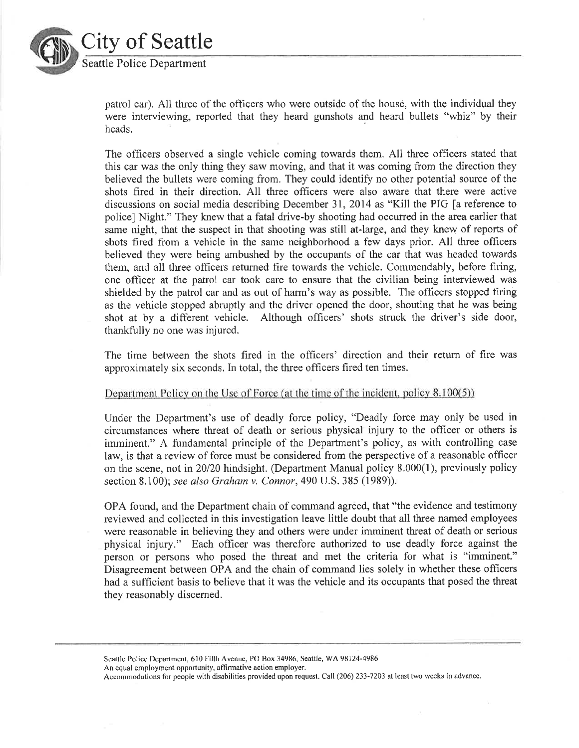patrol car). All three of the officers who were outside of the house, with the individual they were interviewing, reported that they heard gunshots and heard bullets "whiz" by their heads.

The officers observed a single vehicle coming towards them. All three officers stated that this car was the only thing they saw moving, and that it was coming from the direction they believed the bullets were coming from. They could identify no other potential source of the shots fired in their direction. All three officers were also aware that there were active discussions on social media describing December 31, 2014 as "Kill the PIG [a reference to police] Night." They knew that a fatal drive-by shooting had occurred in the area earlier that same night, that the suspect in that shooting was still at-large, and they knew of reports of shots fired from a vehicle in the same neighborhood a few days prior. All three officers believed they were being ambushed by the occupants of the car that was headed towards them, and all three officers returned fire towards the vehicle. Commendably, before firing, one officer at the patrol car took care to ensure that the civilian being interviewed was shielded by the patrol car and as out of harm's way as possible. The officers stopped firing as the vehicle stopped abruptly and the driver opened the door, shouting that he was being shot at by a different vehicle. Although officers' shots struck the driver's side door, thankfully no one was injured.

The time between the shots fired in the officers' direction and their return of fire was approximately six seconds. In total, the three officers fired ten times.

Department Policy on the Use of Force (at the time of the incident, policy 8.100(5))

Under the Department's use of deadly force policy, "Deadly force may only be used in circumstances where threat of death or serious physical injury to the officer or others is imminent." A fundamental principle of the Department's policy, as with controlling case law, is that a review of force must be considered from the perspective of a reasonable officer on the scene, not in 20/20 hindsight. (Department Manual policy 8.000(1), previously policy section 8.100); *see also Graham v. Connor*, 490 U.S. 385 (1989)).

OPA found, and the Department chain of command agreed, that "the evidence and testimony reviewed and collected in this investigation leave little doubt that all three named employees were reasonable in believing they and others were under imminent threat of death or serious physical injury." Each officer was therefore authorized to use deadly force against the person or persons who posed the threat and met the criteria for what is "imminent." Disagreement between OPA and the chain of command lies solely in whether these officers had a sufficient basis to believe that it was the vehicle and its occupants that posed the threat they reasonably discerned.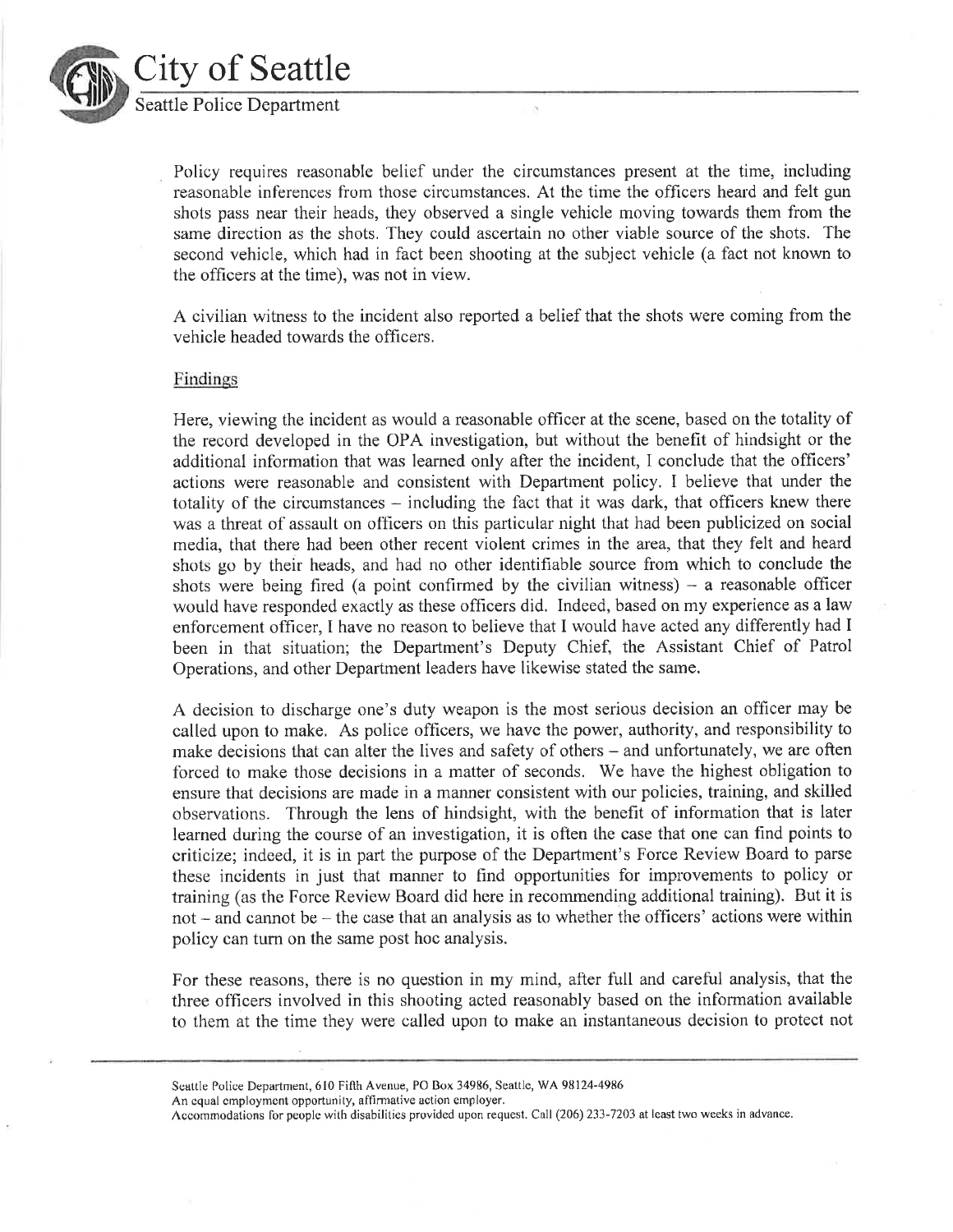Policy requires reasonable belief under the circumstances present at the time, including reasonable inferences from those circumstances. At the time the officers heard and felt gun shots pass near their heads, they observed a single vehicle moving towards them from the same direction as the shots. They could ascertain no other viable source of the shots. The second vehicle, which had in fact been shooting at the subject vehicle (a fact not known to the officers at the time), was not in view.

A civilian witness to the incident also reported a belief that the shots were coming from the vehicle headed towards the officers.

## Findings

Here, viewing the incident as would a reasonable officer at the scene, based on the totality of the record developed in the OPA investigation, but without the benefit of hindsight or the additional information that was learned only after the incident, I conclude that the officers' actions were reasonable and consistent with Department policy. I believe that under the totality of the circumstances – including the fact that it was dark, that officers knew there was a threat of assault on officers on this particular night that had been publicized on social media, that there had been other recent violent crimes in the area, that they felt and heard shots go by their heads, and had no other identifiable source from which to conclude the shots were being fired (a point confirmed by the civilian witness) – a reasonable officer would have responded exactly as these officers did. Indeed, based on my experience as a law enforcement officer, I have no reason to believe that I would have acted any differently had I been in that situation; the Department's Deputy Chief, the Assistant Chief of Patrol Operations, and other Department leaders have likewise stated the same.

A decision to discharge one's duty weapon is the most serious decision an officer may be called upon to make. As police officers, we have the power, authority, and responsibility to make decisions that can alter the lives and safety of others – and unfortunately, we are often forced to make those decisions in a matter of seconds. We have the highest obligation to ensure that decisions are made in a manner consistent with our policies, training, and skilled observations. Through the lens of hindsight, with the benefit of information that is later learned during the course of an investigation, it is often the case that one can find points to criticize; indeed, it is in part the purpose of the Department's Force Review Board to parse these incidents in just that manner to find opportunities for improvements to policy or training (as the Force Review Board did here in recommending additional training). But it is not – and cannot be – the case that an analysis as to whether the officers' actions were within policy can turn on the same post hoc analysis.

For these reasons, there is no question in my mind, after full and careful analysis, that the three officers involved in this shooting acted reasonably based on the information available to them at the time they were called upon to make an instantaneous decision to protect not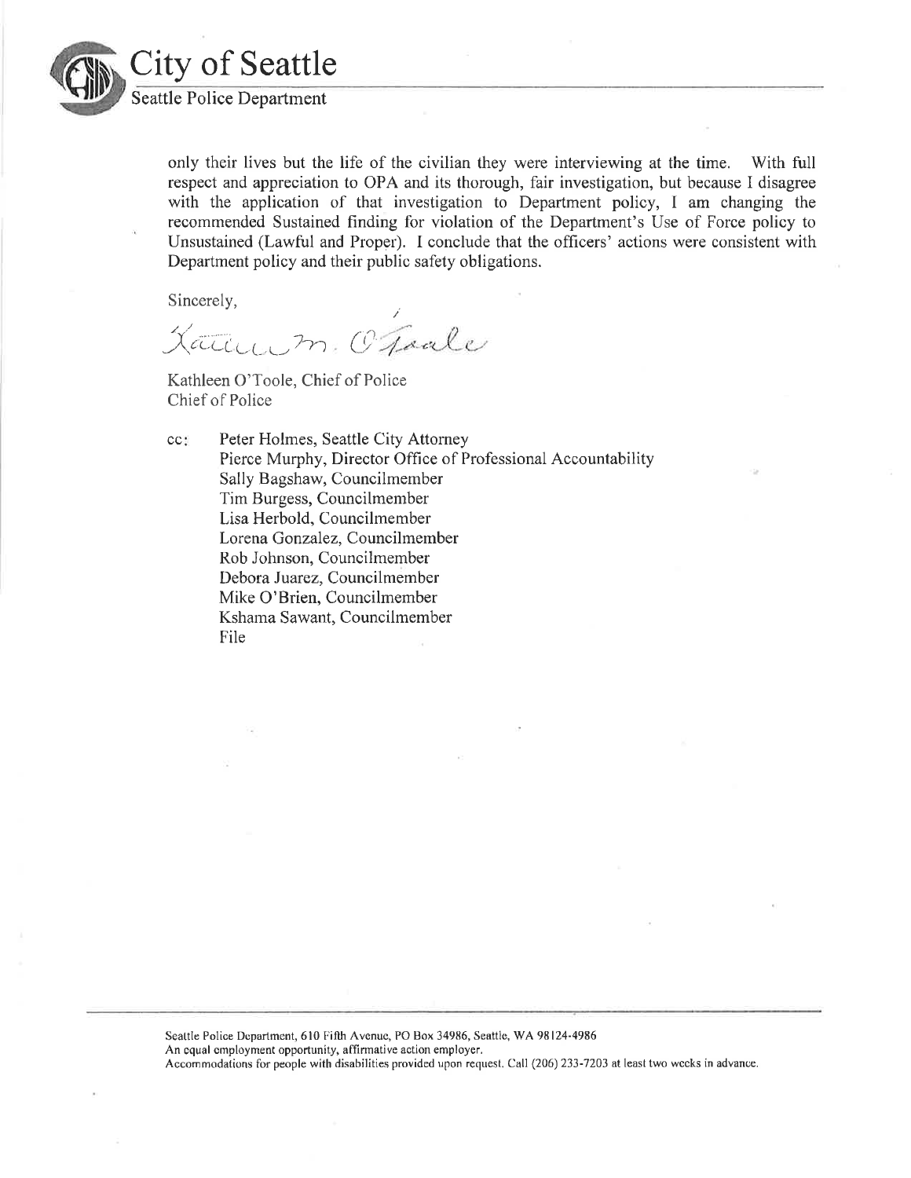only their lives but the life of the civilian they were interviewing at the time. With full respect and appreciation to OPA and its thorough, fair investigation, but because I disagree with the application of that investigation to Department policy, I am changing the recommended Sustained finding for violation of the Department's Use of Force policy to Unsustained (Lawful and Proper). I conclude that the officers' actions were consistent with Department policy and their public safety obligations.

Sincerely,

Kathleen O'Toole, Chief of Police
Chief of Police

cc: Peter Holmes, Seattle City Attorney
Pierce Murphy, Director Office of Professional Accountability
Sally Bagshaw, Councilmember
Tim Burgess, Councilmember
Lisa Herbold, Councilmember
Lorena Gonzalez, Councilmember
Rob Johnson, Councilmember
Debora Juarez, Councilmember
Mike O'Brien, Councilmember
Kshama Sawant, Councilmember
File